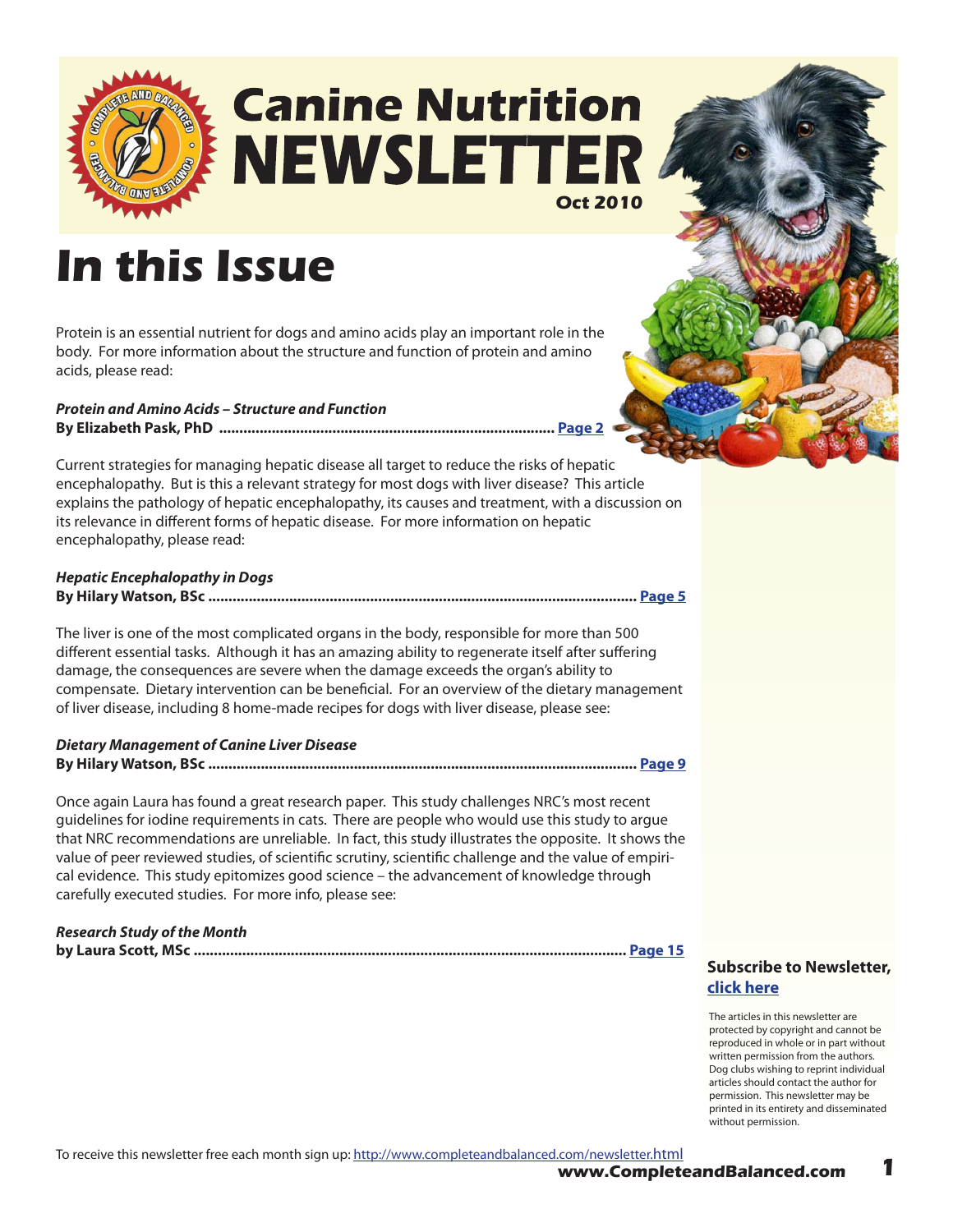# Canine Nutrition NEWSLETTER

**Oct 2010**

# In this Issue

Protein is an essential nutrient for dogs and amino acids play an important role in the body. For more information about the structure and function of protein and amino acids, please read:

***Protein and Amino Acids – Structure and Function***
**By Elizabeth Pask, PhD ........................................................................ Page 2**

Current strategies for managing hepatic disease all target to reduce the risks of hepatic encephalopathy. But is this a relevant strategy for most dogs with liver disease? This article explains the pathology of hepatic encephalopathy, its causes and treatment, with a discussion on its relevance in different forms of hepatic disease. For more information on hepatic encephalopathy, please read:

***Hepatic Encephalopathy in Dogs***
**By Hilary Watson, BSc ........................................................................................ Page 5**

The liver is one of the most complicated organs in the body, responsible for more than 500 different essential tasks. Although it has an amazing ability to regenerate itself after suffering damage, the consequences are severe when the damage exceeds the organ's ability to compensate. Dietary intervention can be beneficial. For an overview of the dietary management of liver disease, including 8 home-made recipes for dogs with liver disease, please see:

***Dietary Management of Canine Liver Disease***
**By Hilary Watson, BSc ........................................................................................ Page 9**

Once again Laura has found a great research paper. This study challenges NRC's most recent guidelines for iodine requirements in cats. There are people who would use this study to argue that NRC recommendations are unreliable. In fact, this study illustrates the opposite. It shows the value of peer reviewed studies, of scientific scrutiny, scientific challenge and the value of empirical evidence. This study epitomizes good science – the advancement of knowledge through carefully executed studies. For more info, please see:

***Research Study of the Month***
**by Laura Scott, MSc ........................................................................................ Page 15**

**Subscribe to Newsletter, click here**

The articles in this newsletter are protected by copyright and cannot be reproduced in whole or in part without written permission from the authors. Dog clubs wishing to reprint individual articles should contact the author for permission. This newsletter may be printed in its entirety and disseminated without permission.

To receive this newsletter free each month sign up: http://www.completeandbalanced.com/newsletter.html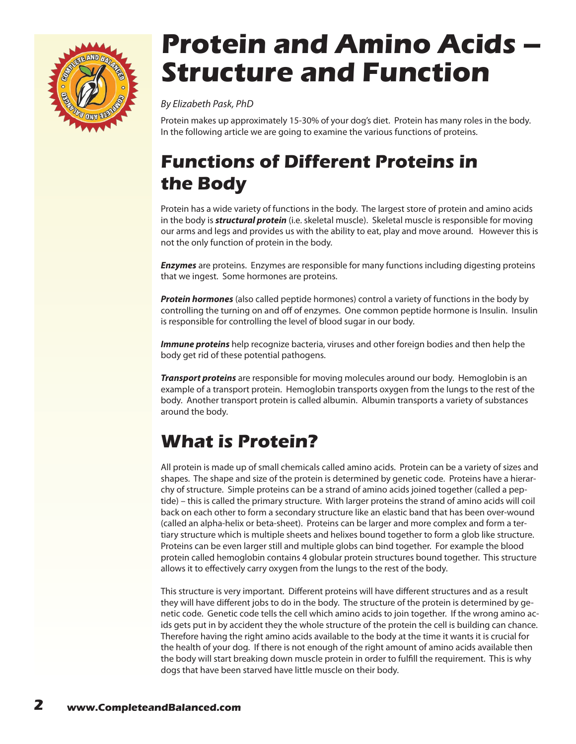# Protein and Amino Acids – Structure and Function

*By Elizabeth Pask, PhD*

Protein makes up approximately 15-30% of your dog's diet. Protein has many roles in the body. In the following article we are going to examine the various functions of proteins.

## Functions of Different Proteins in the Body

Protein has a wide variety of functions in the body. The largest store of protein and amino acids in the body is ***structural protein*** (i.e. skeletal muscle). Skeletal muscle is responsible for moving our arms and legs and provides us with the ability to eat, play and move around. However this is not the only function of protein in the body.

***Enzymes*** are proteins. Enzymes are responsible for many functions including digesting proteins that we ingest. Some hormones are proteins.

***Protein hormones*** (also called peptide hormones) control a variety of functions in the body by controlling the turning on and off of enzymes. One common peptide hormone is Insulin. Insulin is responsible for controlling the level of blood sugar in our body.

***Immune proteins*** help recognize bacteria, viruses and other foreign bodies and then help the body get rid of these potential pathogens.

***Transport proteins*** are responsible for moving molecules around our body. Hemoglobin is an example of a transport protein. Hemoglobin transports oxygen from the lungs to the rest of the body. Another transport protein is called albumin. Albumin transports a variety of substances around the body.

## What is Protein?

All protein is made up of small chemicals called amino acids. Protein can be a variety of sizes and shapes. The shape and size of the protein is determined by genetic code. Proteins have a hierarchy of structure. Simple proteins can be a strand of amino acids joined together (called a peptide) – this is called the primary structure. With larger proteins the strand of amino acids will coil back on each other to form a secondary structure like an elastic band that has been over-wound (called an alpha-helix or beta-sheet). Proteins can be larger and more complex and form a tertiary structure which is multiple sheets and helixes bound together to form a glob like structure. Proteins can be even larger still and multiple globs can bind together. For example the blood protein called hemoglobin contains 4 globular protein structures bound together. This structure allows it to effectively carry oxygen from the lungs to the rest of the body.

This structure is very important. Different proteins will have different structures and as a result they will have different jobs to do in the body. The structure of the protein is determined by genetic code. Genetic code tells the cell which amino acids to join together. If the wrong amino acids gets put in by accident they the whole structure of the protein the cell is building can chance. Therefore having the right amino acids available to the body at the time it wants it is crucial for the health of your dog. If there is not enough of the right amount of amino acids available then the body will start breaking down muscle protein in order to fulfill the requirement. This is why dogs that have been starved have little muscle on their body.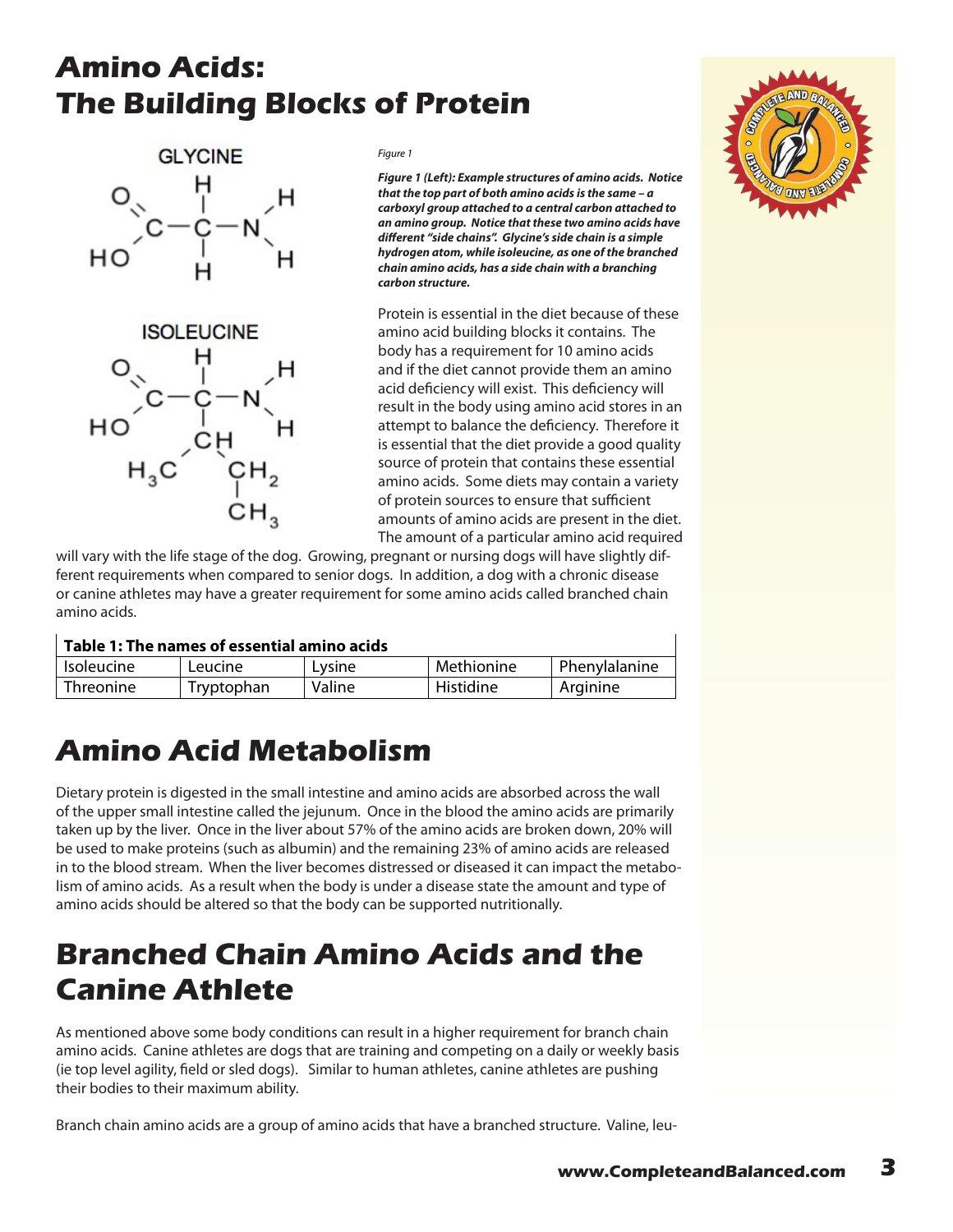# Amino Acids: The Building Blocks of Protein

*Figure 1*

***Figure 1 (Left): Example structures of amino acids. Notice that the top part of both amino acids is the same – a carboxyl group attached to a central carbon attached to an amino group. Notice that these two amino acids have different "side chains". Glycine's side chain is a simple hydrogen atom, while isoleucine, as one of the branched chain amino acids, has a side chain with a branching carbon structure.***

Protein is essential in the diet because of these amino acid building blocks it contains. The body has a requirement for 10 amino acids and if the diet cannot provide them an amino acid deficiency will exist. This deficiency will result in the body using amino acid stores in an attempt to balance the deficiency. Therefore it is essential that the diet provide a good quality source of protein that contains these essential amino acids. Some diets may contain a variety of protein sources to ensure that sufficient amounts of amino acids are present in the diet. The amount of a particular amino acid required will vary with the life stage of the dog. Growing, pregnant or nursing dogs will have slightly different requirements when compared to senior dogs. In addition, a dog with a chronic disease or canine athletes may have a greater requirement for some amino acids called branched chain amino acids.

**Table 1: The names of essential amino acids**

| | | | | |
|---|---|---|---|---|
| Isoleucine | Leucine | Lysine | Methionine | Phenylalanine |
| Threonine | Tryptophan | Valine | Histidine | Arginine |

# Amino Acid Metabolism

Dietary protein is digested in the small intestine and amino acids are absorbed across the wall of the upper small intestine called the jejunum. Once in the blood the amino acids are primarily taken up by the liver. Once in the liver about 57% of the amino acids are broken down, 20% will be used to make proteins (such as albumin) and the remaining 23% of amino acids are released in to the blood stream. When the liver becomes distressed or diseased it can impact the metabolism of amino acids. As a result when the body is under a disease state the amount and type of amino acids should be altered so that the body can be supported nutritionally.

# Branched Chain Amino Acids and the Canine Athlete

As mentioned above some body conditions can result in a higher requirement for branch chain amino acids. Canine athletes are dogs that are training and competing on a daily or weekly basis (ie top level agility, field or sled dogs). Similar to human athletes, canine athletes are pushing their bodies to their maximum ability.

Branch chain amino acids are a group of amino acids that have a branched structure. Valine, leu-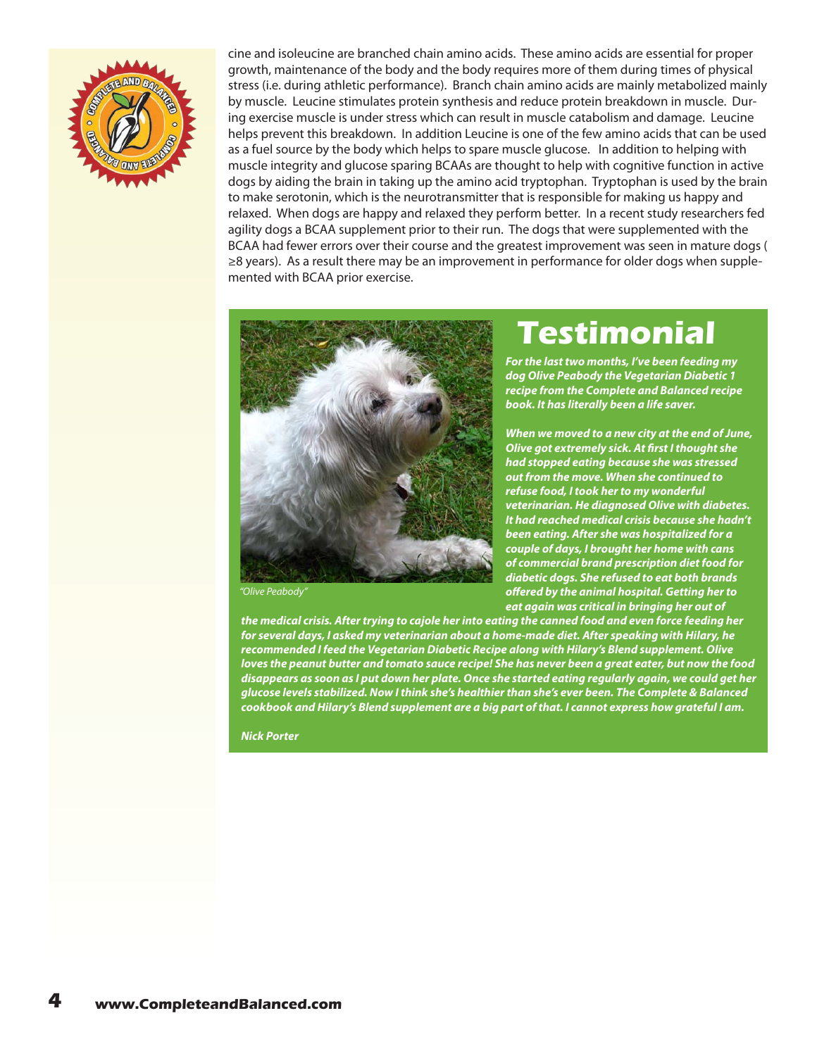cine and isoleucine are branched chain amino acids. These amino acids are essential for proper growth, maintenance of the body and the body requires more of them during times of physical stress (i.e. during athletic performance). Branch chain amino acids are mainly metabolized mainly by muscle. Leucine stimulates protein synthesis and reduce protein breakdown in muscle. During exercise muscle is under stress which can result in muscle catabolism and damage. Leucine helps prevent this breakdown. In addition Leucine is one of the few amino acids that can be used as a fuel source by the body which helps to spare muscle glucose. In addition to helping with muscle integrity and glucose sparing BCAAs are thought to help with cognitive function in active dogs by aiding the brain in taking up the amino acid tryptophan. Tryptophan is used by the brain to make serotonin, which is the neurotransmitter that is responsible for making us happy and relaxed. When dogs are happy and relaxed they perform better. In a recent study researchers fed agility dogs a BCAA supplement prior to their run. The dogs that were supplemented with the BCAA had fewer errors over their course and the greatest improvement was seen in mature dogs ( ≥8 years). As a result there may be an improvement in performance for older dogs when supplemented with BCAA prior exercise.

# Testimonial

*"Olive Peabody"*

***For the last two months, I've been feeding my dog Olive Peabody the Vegetarian Diabetic 1 recipe from the Complete and Balanced recipe book. It has literally been a life saver.***

***When we moved to a new city at the end of June, Olive got extremely sick. At first I thought she had stopped eating because she was stressed out from the move. When she continued to refuse food, I took her to my wonderful veterinarian. He diagnosed Olive with diabetes. It had reached medical crisis because she hadn't been eating. After she was hospitalized for a couple of days, I brought her home with cans of commercial brand prescription diet food for diabetic dogs. She refused to eat both brands offered by the animal hospital. Getting her to eat again was critical in bringing her out of the medical crisis. After trying to cajole her into eating the canned food and even force feeding her for several days, I asked my veterinarian about a home-made diet. After speaking with Hilary, he recommended I feed the Vegetarian Diabetic Recipe along with Hilary's Blend supplement. Olive loves the peanut butter and tomato sauce recipe! She has never been a great eater, but now the food disappears as soon as I put down her plate. Once she started eating regularly again, we could get her glucose levels stabilized. Now I think she's healthier than she's ever been. The Complete & Balanced cookbook and Hilary's Blend supplement are a big part of that. I cannot express how grateful I am.***

***Nick Porter***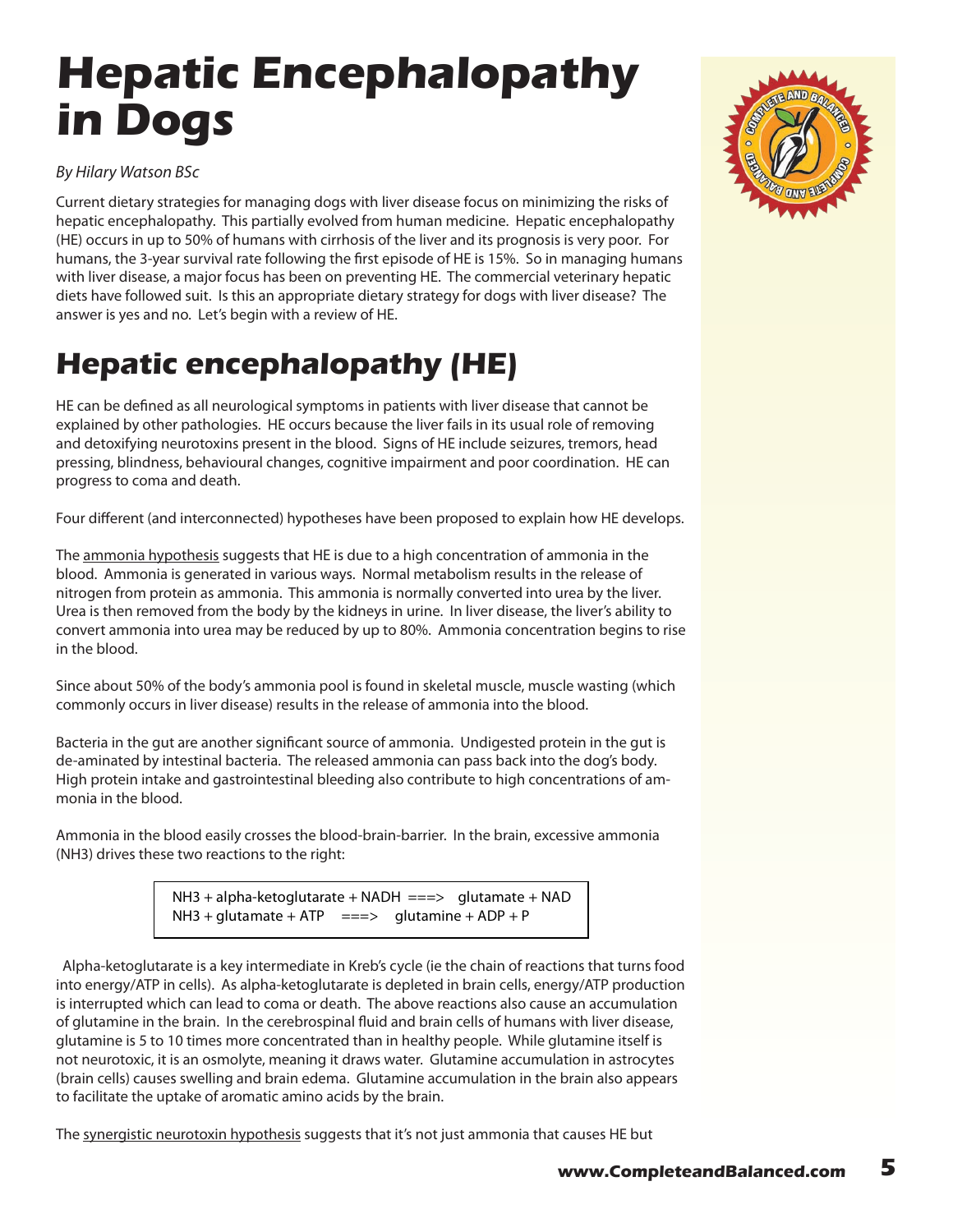# Hepatic Encephalopathy in Dogs

*By Hilary Watson BSc*

Current dietary strategies for managing dogs with liver disease focus on minimizing the risks of hepatic encephalopathy. This partially evolved from human medicine. Hepatic encephalopathy (HE) occurs in up to 50% of humans with cirrhosis of the liver and its prognosis is very poor. For humans, the 3-year survival rate following the first episode of HE is 15%. So in managing humans with liver disease, a major focus has been on preventing HE. The commercial veterinary hepatic diets have followed suit. Is this an appropriate dietary strategy for dogs with liver disease? The answer is yes and no. Let's begin with a review of HE.

## Hepatic encephalopathy (HE)

HE can be defined as all neurological symptoms in patients with liver disease that cannot be explained by other pathologies. HE occurs because the liver fails in its usual role of removing and detoxifying neurotoxins present in the blood. Signs of HE include seizures, tremors, head pressing, blindness, behavioural changes, cognitive impairment and poor coordination. HE can progress to coma and death.

Four different (and interconnected) hypotheses have been proposed to explain how HE develops.

The ammonia hypothesis suggests that HE is due to a high concentration of ammonia in the blood. Ammonia is generated in various ways. Normal metabolism results in the release of nitrogen from protein as ammonia. This ammonia is normally converted into urea by the liver. Urea is then removed from the body by the kidneys in urine. In liver disease, the liver's ability to convert ammonia into urea may be reduced by up to 80%. Ammonia concentration begins to rise in the blood.

Since about 50% of the body's ammonia pool is found in skeletal muscle, muscle wasting (which commonly occurs in liver disease) results in the release of ammonia into the blood.

Bacteria in the gut are another significant source of ammonia. Undigested protein in the gut is de-aminated by intestinal bacteria. The released ammonia can pass back into the dog's body. High protein intake and gastrointestinal bleeding also contribute to high concentrations of ammonia in the blood.

Ammonia in the blood easily crosses the blood-brain-barrier. In the brain, excessive ammonia (NH3) drives these two reactions to the right:

$$NH_3 + \text{alpha-ketoglutarate} + NADH \implies \text{glutamate} + NAD$$
$$NH_3 + \text{glutamate} + ATP \implies \text{glutamine} + ADP + P$$

Alpha-ketoglutarate is a key intermediate in Kreb's cycle (ie the chain of reactions that turns food into energy/ATP in cells). As alpha-ketoglutarate is depleted in brain cells, energy/ATP production is interrupted which can lead to coma or death. The above reactions also cause an accumulation of glutamine in the brain. In the cerebrospinal fluid and brain cells of humans with liver disease, glutamine is 5 to 10 times more concentrated than in healthy people. While glutamine itself is not neurotoxic, it is an osmolyte, meaning it draws water. Glutamine accumulation in astrocytes (brain cells) causes swelling and brain edema. Glutamine accumulation in the brain also appears to facilitate the uptake of aromatic amino acids by the brain.

The synergistic neurotoxin hypothesis suggests that it's not just ammonia that causes HE but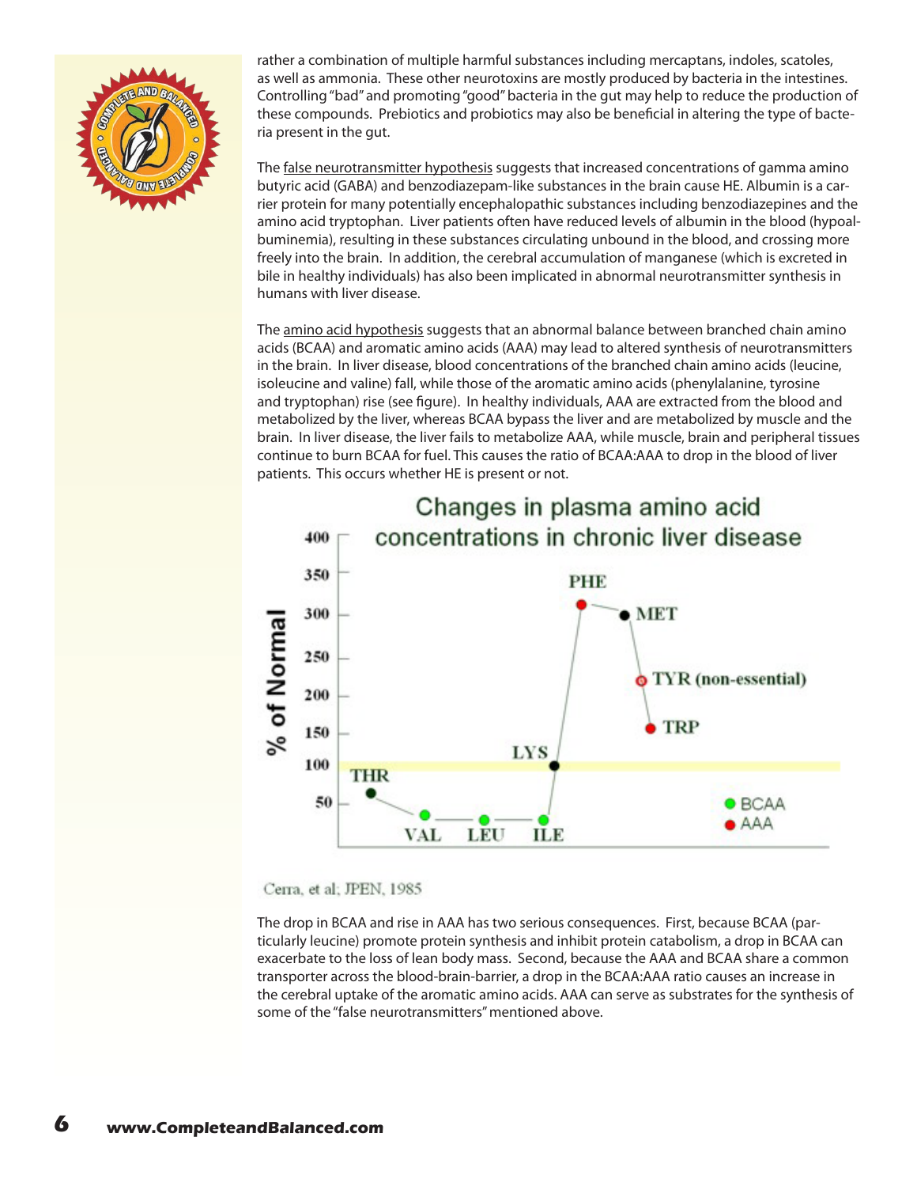rather a combination of multiple harmful substances including mercaptans, indoles, scatoles, as well as ammonia. These other neurotoxins are mostly produced by bacteria in the intestines. Controlling "bad" and promoting "good" bacteria in the gut may help to reduce the production of these compounds. Prebiotics and probiotics may also be beneficial in altering the type of bacteria present in the gut.

The false neurotransmitter hypothesis suggests that increased concentrations of gamma amino butyric acid (GABA) and benzodiazepam-like substances in the brain cause HE. Albumin is a carrier protein for many potentially encephalopathic substances including benzodiazepines and the amino acid tryptophan. Liver patients often have reduced levels of albumin in the blood (hypoalbuminemia), resulting in these substances circulating unbound in the blood, and crossing more freely into the brain. In addition, the cerebral accumulation of manganese (which is excreted in bile in healthy individuals) has also been implicated in abnormal neurotransmitter synthesis in humans with liver disease.

The amino acid hypothesis suggests that an abnormal balance between branched chain amino acids (BCAA) and aromatic amino acids (AAA) may lead to altered synthesis of neurotransmitters in the brain. In liver disease, blood concentrations of the branched chain amino acids (leucine, isoleucine and valine) fall, while those of the aromatic amino acids (phenylalanine, tyrosine and tryptophan) rise (see figure). In healthy individuals, AAA are extracted from the blood and metabolized by the liver, whereas BCAA bypass the liver and are metabolized by muscle and the brain. In liver disease, the liver fails to metabolize AAA, while muscle, brain and peripheral tissues continue to burn BCAA for fuel. This causes the ratio of BCAA:AAA to drop in the blood of liver patients. This occurs whether HE is present or not.

Changes in plasma amino acid concentrations in chronic liver disease

Cerra, et al; JPEN, 1985

The drop in BCAA and rise in AAA has two serious consequences. First, because BCAA (particularly leucine) promote protein synthesis and inhibit protein catabolism, a drop in BCAA can exacerbate to the loss of lean body mass. Second, because the AAA and BCAA share a common transporter across the blood-brain-barrier, a drop in the BCAA:AAA ratio causes an increase in the cerebral uptake of the aromatic amino acids. AAA can serve as substrates for the synthesis of some of the "false neurotransmitters" mentioned above.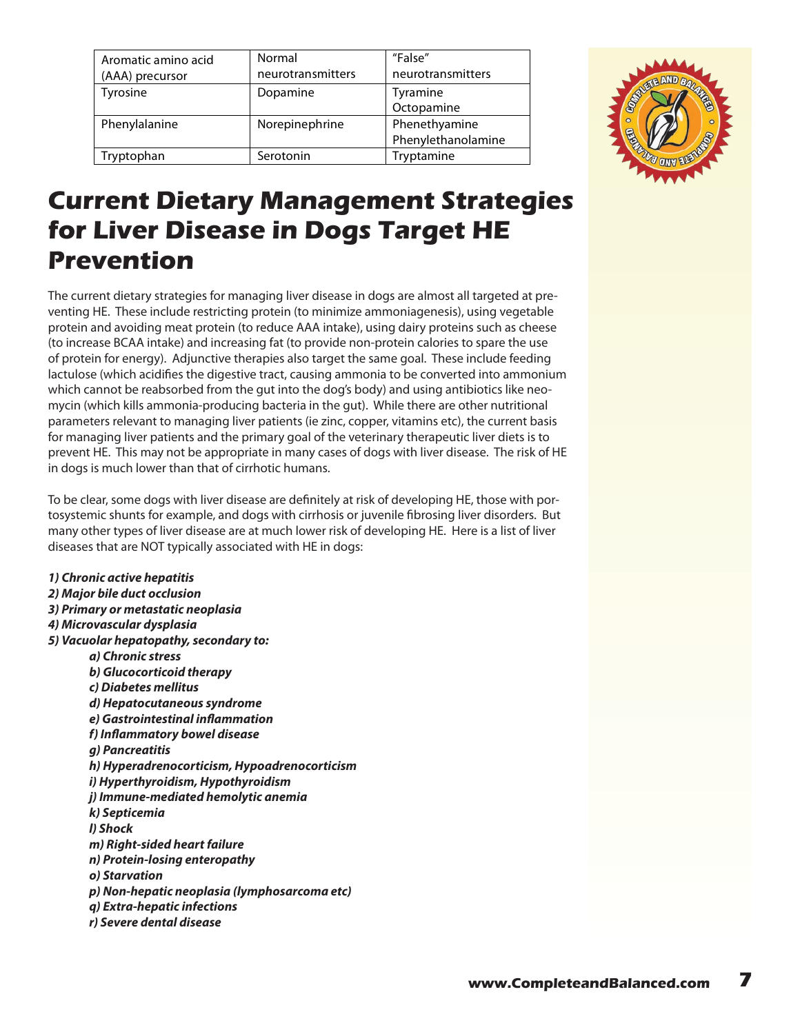| Aromatic amino acid (AAA) precursor | Normal neurotransmitters | "False" neurotransmitters |
|---|---|---|
| Tyrosine | Dopamine | Tyramine<br>Octopamine |
| Phenylalanine | Norepinephrine | Phenethyamine<br>Phenylethanolamine |
| Tryptophan | Serotonin | Tryptamine |

# Current Dietary Management Strategies for Liver Disease in Dogs Target HE Prevention

The current dietary strategies for managing liver disease in dogs are almost all targeted at preventing HE. These include restricting protein (to minimize ammoniagenesis), using vegetable protein and avoiding meat protein (to reduce AAA intake), using dairy proteins such as cheese (to increase BCAA intake) and increasing fat (to provide non-protein calories to spare the use of protein for energy). Adjunctive therapies also target the same goal. These include feeding lactulose (which acidifies the digestive tract, causing ammonia to be converted into ammonium which cannot be reabsorbed from the gut into the dog's body) and using antibiotics like neomycin (which kills ammonia-producing bacteria in the gut). While there are other nutritional parameters relevant to managing liver patients (ie zinc, copper, vitamins etc), the current basis for managing liver patients and the primary goal of the veterinary therapeutic liver diets is to prevent HE. This may not be appropriate in many cases of dogs with liver disease. The risk of HE in dogs is much lower than that of cirrhotic humans.

To be clear, some dogs with liver disease are definitely at risk of developing HE, those with portosystemic shunts for example, and dogs with cirrhosis or juvenile fibrosing liver disorders. But many other types of liver disease are at much lower risk of developing HE. Here is a list of liver diseases that are NOT typically associated with HE in dogs:

***1) Chronic active hepatitis***
***2) Major bile duct occlusion***
***3) Primary or metastatic neoplasia***
***4) Microvascular dysplasia***
***5) Vacuolar hepatopathy, secondary to:***

- ***a) Chronic stress***
- ***b) Glucocorticoid therapy***
- ***c) Diabetes mellitus***
- ***d) Hepatocutaneous syndrome***
- ***e) Gastrointestinal inflammation***
- ***f) Inflammatory bowel disease***
- ***g) Pancreatitis***
- ***h) Hyperadrenocorticism, Hypoadrenocorticism***
- ***i) Hyperthyroidism, Hypothyroidism***
- ***j) Immune-mediated hemolytic anemia***
- ***k) Septicemia***
- ***l) Shock***
- ***m) Right-sided heart failure***
- ***n) Protein-losing enteropathy***
- ***o) Starvation***
- ***p) Non-hepatic neoplasia (lymphosarcoma etc)***
- ***q) Extra-hepatic infections***
- ***r) Severe dental disease***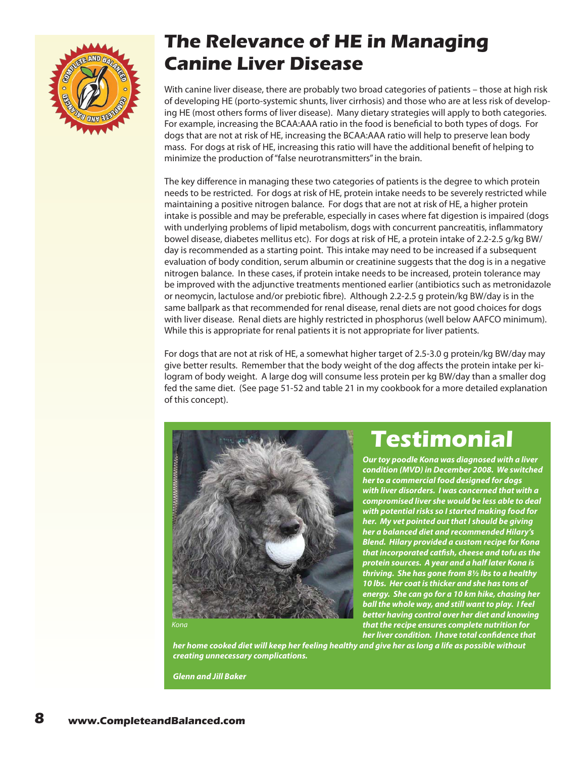# The Relevance of HE in Managing Canine Liver Disease

With canine liver disease, there are probably two broad categories of patients – those at high risk of developing HE (porto-systemic shunts, liver cirrhosis) and those who are at less risk of developing HE (most others forms of liver disease). Many dietary strategies will apply to both categories. For example, increasing the BCAA:AAA ratio in the food is beneficial to both types of dogs. For dogs that are not at risk of HE, increasing the BCAA:AAA ratio will help to preserve lean body mass. For dogs at risk of HE, increasing this ratio will have the additional benefit of helping to minimize the production of "false neurotransmitters" in the brain.

The key difference in managing these two categories of patients is the degree to which protein needs to be restricted. For dogs at risk of HE, protein intake needs to be severely restricted while maintaining a positive nitrogen balance. For dogs that are not at risk of HE, a higher protein intake is possible and may be preferable, especially in cases where fat digestion is impaired (dogs with underlying problems of lipid metabolism, dogs with concurrent pancreatitis, inflammatory bowel disease, diabetes mellitus etc). For dogs at risk of HE, a protein intake of 2.2-2.5 g/kg BW/day is recommended as a starting point. This intake may need to be increased if a subsequent evaluation of body condition, serum albumin or creatinine suggests that the dog is in a negative nitrogen balance. In these cases, if protein intake needs to be increased, protein tolerance may be improved with the adjunctive treatments mentioned earlier (antibiotics such as metronidazole or neomycin, lactulose and/or prebiotic fibre). Although 2.2-2.5 g protein/kg BW/day is in the same ballpark as that recommended for renal disease, renal diets are not good choices for dogs with liver disease. Renal diets are highly restricted in phosphorus (well below AAFCO minimum). While this is appropriate for renal patients it is not appropriate for liver patients.

For dogs that are not at risk of HE, a somewhat higher target of 2.5-3.0 g protein/kg BW/day may give better results. Remember that the body weight of the dog affects the protein intake per kilogram of body weight. A large dog will consume less protein per kg BW/day than a smaller dog fed the same diet. (See page 51-52 and table 21 in my cookbook for a more detailed explanation of this concept).

## Testimonial

Kona

***Our toy poodle Kona was diagnosed with a liver condition (MVD) in December 2008. We switched her to a commercial food designed for dogs with liver disorders. I was concerned that with a compromised liver she would be less able to deal with potential risks so I started making food for her. My vet pointed out that I should be giving her a balanced diet and recommended Hilary's Blend. Hilary provided a custom recipe for Kona that incorporated catfish, cheese and tofu as the protein sources. A year and a half later Kona is thriving. She has gone from 8½ lbs to a healthy 10 lbs. Her coat is thicker and she has tons of energy. She can go for a 10 km hike, chasing her ball the whole way, and still want to play. I feel better having control over her diet and knowing that the recipe ensures complete nutrition for her liver condition. I have total confidence that her home cooked diet will keep her feeling healthy and give her as long a life as possible without creating unnecessary complications.***

***Glenn and Jill Baker***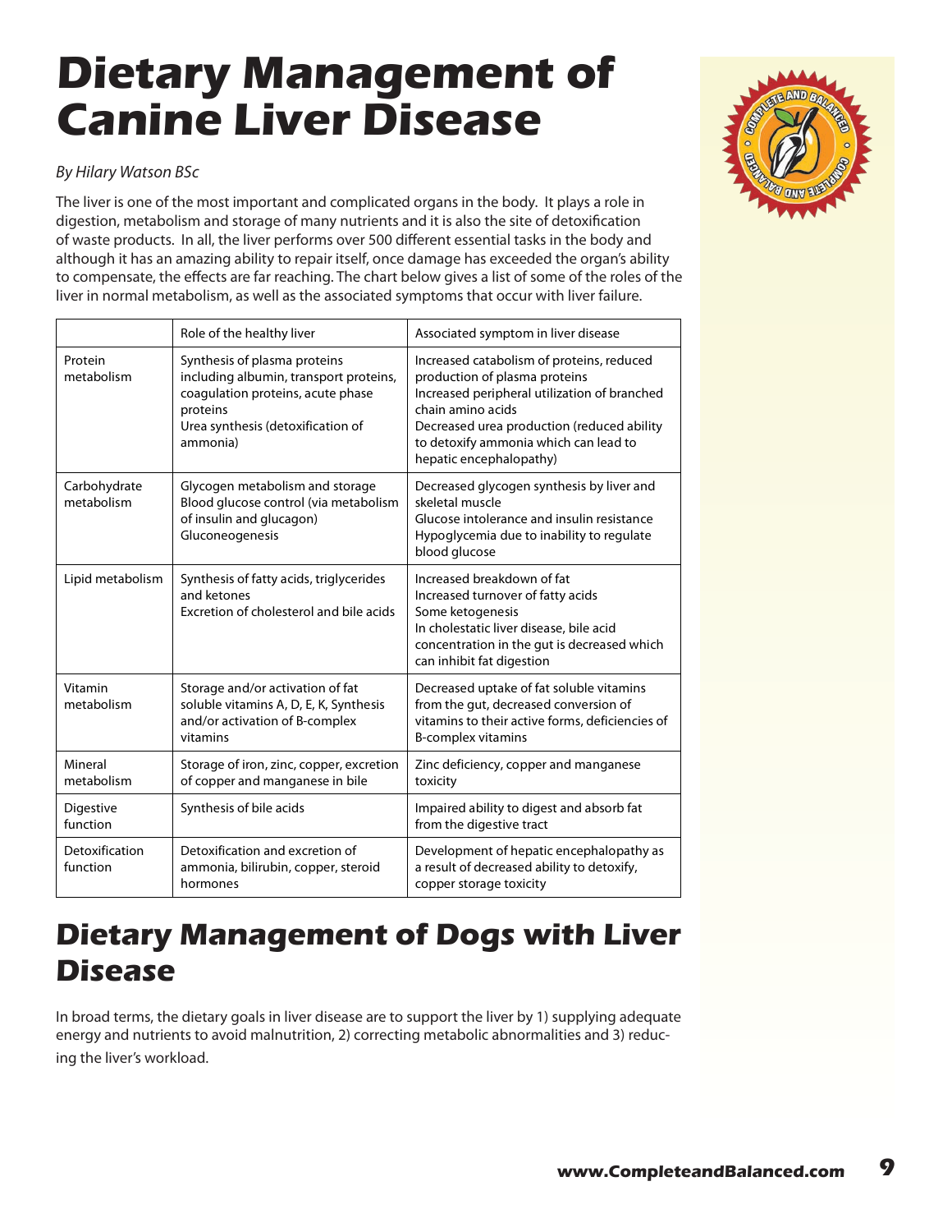# Dietary Management of Canine Liver Disease

*By Hilary Watson BSc*

The liver is one of the most important and complicated organs in the body. It plays a role in digestion, metabolism and storage of many nutrients and it is also the site of detoxification of waste products. In all, the liver performs over 500 different essential tasks in the body and although it has an amazing ability to repair itself, once damage has exceeded the organ's ability to compensate, the effects are far reaching. The chart below gives a list of some of the roles of the liver in normal metabolism, as well as the associated symptoms that occur with liver failure.

| | Role of the healthy liver | Associated symptom in liver disease |
|---|---|---|
| Protein metabolism | Synthesis of plasma proteins including albumin, transport proteins, coagulation proteins, acute phase proteins<br>Urea synthesis (detoxification of ammonia) | Increased catabolism of proteins, reduced production of plasma proteins<br>Increased peripheral utilization of branched chain amino acids<br>Decreased urea production (reduced ability to detoxify ammonia which can lead to hepatic encephalopathy) |
| Carbohydrate metabolism | Glycogen metabolism and storage<br>Blood glucose control (via metabolism of insulin and glucagon)<br>Gluconeogenesis | Decreased glycogen synthesis by liver and skeletal muscle<br>Glucose intolerance and insulin resistance<br>Hypoglycemia due to inability to regulate blood glucose |
| Lipid metabolism | Synthesis of fatty acids, triglycerides and ketones<br>Excretion of cholesterol and bile acids | Increased breakdown of fat<br>Increased turnover of fatty acids<br>Some ketogenesis<br>In cholestatic liver disease, bile acid concentration in the gut is decreased which can inhibit fat digestion |
| Vitamin metabolism | Storage and/or activation of fat soluble vitamins A, D, E, K, Synthesis and/or activation of B-complex vitamins | Decreased uptake of fat soluble vitamins from the gut, decreased conversion of vitamins to their active forms, deficiencies of B-complex vitamins |
| Mineral metabolism | Storage of iron, zinc, copper, excretion of copper and manganese in bile | Zinc deficiency, copper and manganese toxicity |
| Digestive function | Synthesis of bile acids | Impaired ability to digest and absorb fat from the digestive tract |
| Detoxification function | Detoxification and excretion of ammonia, bilirubin, copper, steroid hormones | Development of hepatic encephalopathy as a result of decreased ability to detoxify, copper storage toxicity |

## Dietary Management of Dogs with Liver Disease

In broad terms, the dietary goals in liver disease are to support the liver by 1) supplying adequate energy and nutrients to avoid malnutrition, 2) correcting metabolic abnormalities and 3) reducing the liver's workload.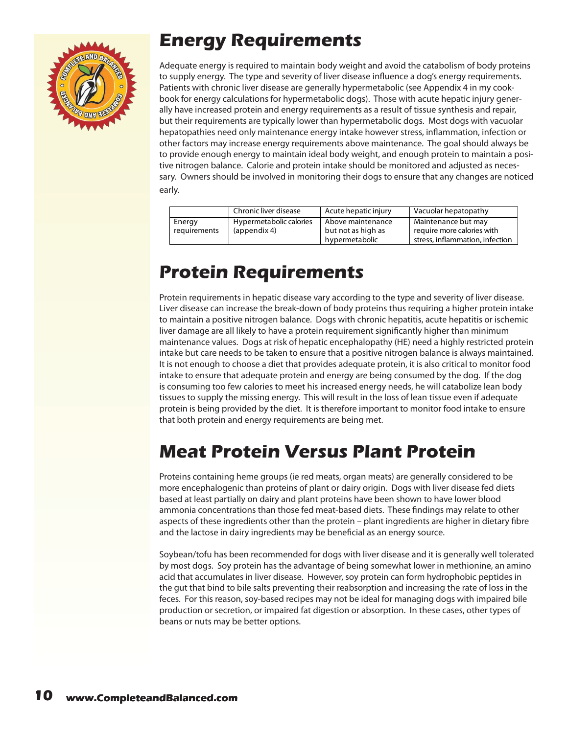## Energy Requirements

Adequate energy is required to maintain body weight and avoid the catabolism of body proteins to supply energy. The type and severity of liver disease influence a dog's energy requirements. Patients with chronic liver disease are generally hypermetabolic (see Appendix 4 in my cookbook for energy calculations for hypermetabolic dogs). Those with acute hepatic injury generally have increased protein and energy requirements as a result of tissue synthesis and repair, but their requirements are typically lower than hypermetabolic dogs. Most dogs with vacuolar hepatopathies need only maintenance energy intake however stress, inflammation, infection or other factors may increase energy requirements above maintenance. The goal should always be to provide enough energy to maintain ideal body weight, and enough protein to maintain a positive nitrogen balance. Calorie and protein intake should be monitored and adjusted as necessary. Owners should be involved in monitoring their dogs to ensure that any changes are noticed early.

| | Chronic liver disease | Acute hepatic injury | Vacuolar hepatopathy |
|---|---|---|---|
| Energy requirements | Hypermetabolic calories (appendix 4) | Above maintenance but not as high as hypermetabolic | Maintenance but may require more calories with stress, inflammation, infection |

## Protein Requirements

Protein requirements in hepatic disease vary according to the type and severity of liver disease. Liver disease can increase the break-down of body proteins thus requiring a higher protein intake to maintain a positive nitrogen balance. Dogs with chronic hepatitis, acute hepatitis or ischemic liver damage are all likely to have a protein requirement significantly higher than minimum maintenance values. Dogs at risk of hepatic encephalopathy (HE) need a highly restricted protein intake but care needs to be taken to ensure that a positive nitrogen balance is always maintained. It is not enough to choose a diet that provides adequate protein, it is also critical to monitor food intake to ensure that adequate protein and energy are being consumed by the dog. If the dog is consuming too few calories to meet his increased energy needs, he will catabolize lean body tissues to supply the missing energy. This will result in the loss of lean tissue even if adequate protein is being provided by the diet. It is therefore important to monitor food intake to ensure that both protein and energy requirements are being met.

## Meat Protein Versus Plant Protein

Proteins containing heme groups (ie red meats, organ meats) are generally considered to be more encephalogenic than proteins of plant or dairy origin. Dogs with liver disease fed diets based at least partially on dairy and plant proteins have been shown to have lower blood ammonia concentrations than those fed meat-based diets. These findings may relate to other aspects of these ingredients other than the protein – plant ingredients are higher in dietary fibre and the lactose in dairy ingredients may be beneficial as an energy source.

Soybean/tofu has been recommended for dogs with liver disease and it is generally well tolerated by most dogs. Soy protein has the advantage of being somewhat lower in methionine, an amino acid that accumulates in liver disease. However, soy protein can form hydrophobic peptides in the gut that bind to bile salts preventing their reabsorption and increasing the rate of loss in the feces. For this reason, soy-based recipes may not be ideal for managing dogs with impaired bile production or secretion, or impaired fat digestion or absorption. In these cases, other types of beans or nuts may be better options.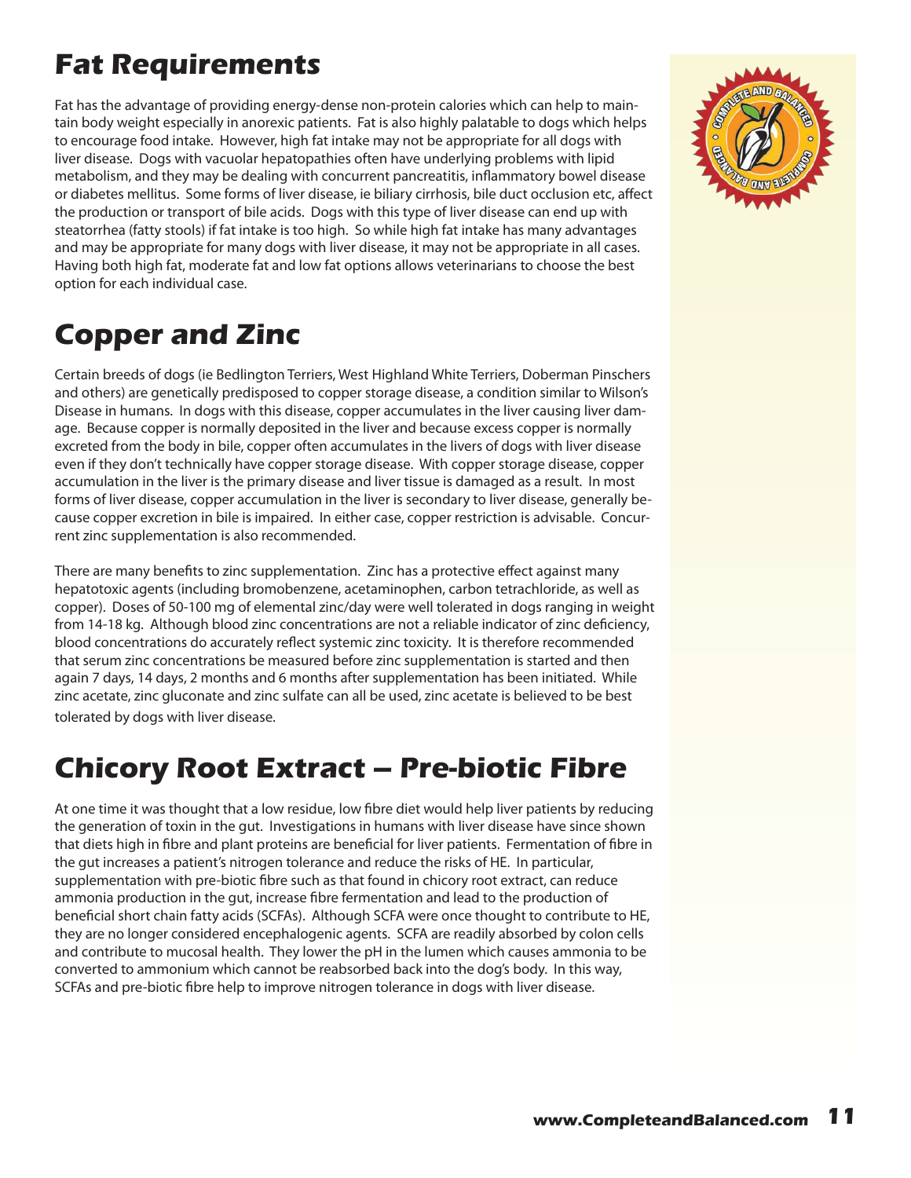## Fat Requirements

Fat has the advantage of providing energy-dense non-protein calories which can help to maintain body weight especially in anorexic patients. Fat is also highly palatable to dogs which helps to encourage food intake. However, high fat intake may not be appropriate for all dogs with liver disease. Dogs with vacuolar hepatopathies often have underlying problems with lipid metabolism, and they may be dealing with concurrent pancreatitis, inflammatory bowel disease or diabetes mellitus. Some forms of liver disease, ie biliary cirrhosis, bile duct occlusion etc, affect the production or transport of bile acids. Dogs with this type of liver disease can end up with steatorrhea (fatty stools) if fat intake is too high. So while high fat intake has many advantages and may be appropriate for many dogs with liver disease, it may not be appropriate in all cases. Having both high fat, moderate fat and low fat options allows veterinarians to choose the best option for each individual case.

## Copper and Zinc

Certain breeds of dogs (ie Bedlington Terriers, West Highland White Terriers, Doberman Pinschers and others) are genetically predisposed to copper storage disease, a condition similar to Wilson's Disease in humans. In dogs with this disease, copper accumulates in the liver causing liver damage. Because copper is normally deposited in the liver and because excess copper is normally excreted from the body in bile, copper often accumulates in the livers of dogs with liver disease even if they don't technically have copper storage disease. With copper storage disease, copper accumulation in the liver is the primary disease and liver tissue is damaged as a result. In most forms of liver disease, copper accumulation in the liver is secondary to liver disease, generally because copper excretion in bile is impaired. In either case, copper restriction is advisable. Concurrent zinc supplementation is also recommended.

There are many benefits to zinc supplementation. Zinc has a protective effect against many hepatotoxic agents (including bromobenzene, acetaminophen, carbon tetrachloride, as well as copper). Doses of 50-100 mg of elemental zinc/day were well tolerated in dogs ranging in weight from 14-18 kg. Although blood zinc concentrations are not a reliable indicator of zinc deficiency, blood concentrations do accurately reflect systemic zinc toxicity. It is therefore recommended that serum zinc concentrations be measured before zinc supplementation is started and then again 7 days, 14 days, 2 months and 6 months after supplementation has been initiated. While zinc acetate, zinc gluconate and zinc sulfate can all be used, zinc acetate is believed to be best tolerated by dogs with liver disease.

## Chicory Root Extract – Pre-biotic Fibre

At one time it was thought that a low residue, low fibre diet would help liver patients by reducing the generation of toxin in the gut. Investigations in humans with liver disease have since shown that diets high in fibre and plant proteins are beneficial for liver patients. Fermentation of fibre in the gut increases a patient's nitrogen tolerance and reduce the risks of HE. In particular, supplementation with pre-biotic fibre such as that found in chicory root extract, can reduce ammonia production in the gut, increase fibre fermentation and lead to the production of beneficial short chain fatty acids (SCFAs). Although SCFA were once thought to contribute to HE, they are no longer considered encephalogenic agents. SCFA are readily absorbed by colon cells and contribute to mucosal health. They lower the pH in the lumen which causes ammonia to be converted to ammonium which cannot be reabsorbed back into the dog's body. In this way, SCFAs and pre-biotic fibre help to improve nitrogen tolerance in dogs with liver disease.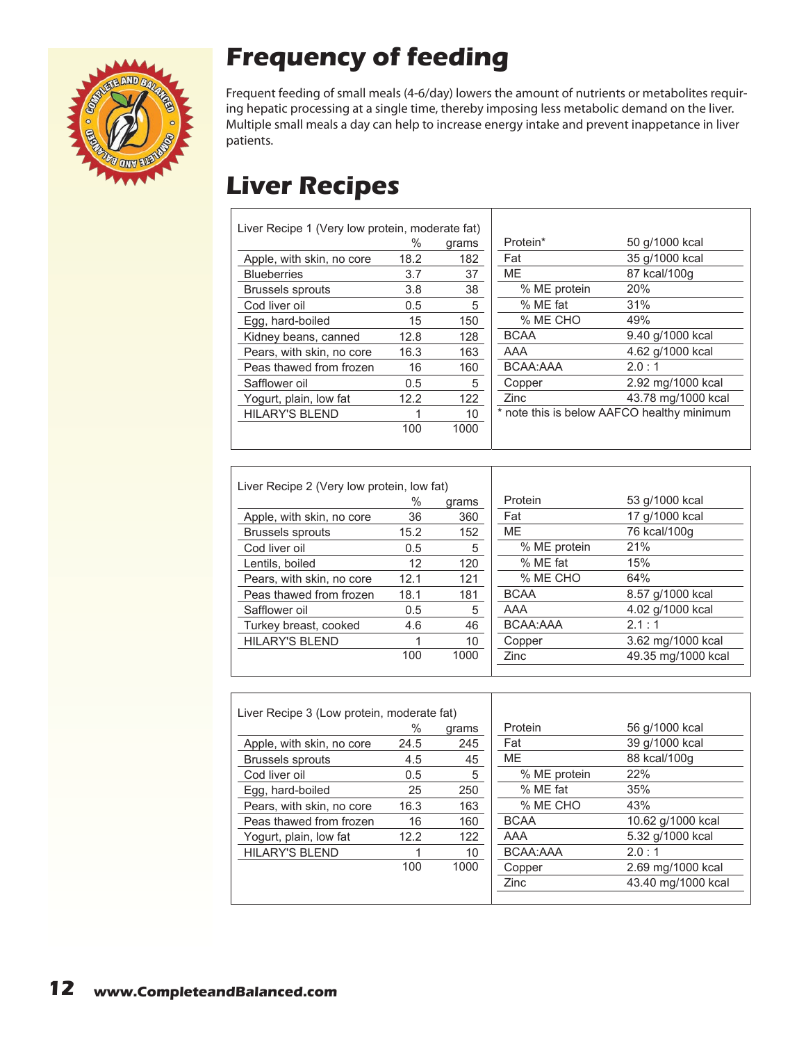# Frequency of feeding

Frequent feeding of small meals (4-6/day) lowers the amount of nutrients or metabolites requiring hepatic processing at a single time, thereby imposing less metabolic demand on the liver. Multiple small meals a day can help to increase energy intake and prevent inappetance in liver patients.

# Liver Recipes

| Liver Recipe 1 (Very low protein, moderate fat) | % | grams |
|---|---|---|
| Apple, with skin, no core | 18.2 | 182 |
| Blueberries | 3.7 | 37 |
| Brussels sprouts | 3.8 | 38 |
| Cod liver oil | 0.5 | 5 |
| Egg, hard-boiled | 15 | 150 |
| Kidney beans, canned | 12.8 | 128 |
| Pears, with skin, no core | 16.3 | 163 |
| Peas thawed from frozen | 16 | 160 |
| Safflower oil | 0.5 | 5 |
| Yogurt, plain, low fat | 12.2 | 122 |
| HILARY'S BLEND | 1 | 10 |
| | 100 | 1000 |

| | |
|---|---|
| Protein* | 50 g/1000 kcal |
| Fat | 35 g/1000 kcal |
| ME | 87 kcal/100g |
| % ME protein | 20% |
| % ME fat | 31% |
| % ME CHO | 49% |
| BCAA | 9.40 g/1000 kcal |
| AAA | 4.62 g/1000 kcal |
| BCAA:AAA | 2.0 : 1 |
| Copper | 2.92 mg/1000 kcal |
| Zinc | 43.78 mg/1000 kcal |

* note this is below AAFCO healthy minimum

| Liver Recipe 2 (Very low protein, low fat) | % | grams |
|---|---|---|
| Apple, with skin, no core | 36 | 360 |
| Brussels sprouts | 15.2 | 152 |
| Cod liver oil | 0.5 | 5 |
| Lentils, boiled | 12 | 120 |
| Pears, with skin, no core | 12.1 | 121 |
| Peas thawed from frozen | 18.1 | 181 |
| Safflower oil | 0.5 | 5 |
| Turkey breast, cooked | 4.6 | 46 |
| HILARY'S BLEND | 1 | 10 |
| | 100 | 1000 |

| | |
|---|---|
| Protein | 53 g/1000 kcal |
| Fat | 17 g/1000 kcal |
| ME | 76 kcal/100g |
| % ME protein | 21% |
| % ME fat | 15% |
| % ME CHO | 64% |
| BCAA | 8.57 g/1000 kcal |
| AAA | 4.02 g/1000 kcal |
| BCAA:AAA | 2.1 : 1 |
| Copper | 3.62 mg/1000 kcal |
| Zinc | 49.35 mg/1000 kcal |

| Liver Recipe 3 (Low protein, moderate fat) | % | grams |
|---|---|---|
| Apple, with skin, no core | 24.5 | 245 |
| Brussels sprouts | 4.5 | 45 |
| Cod liver oil | 0.5 | 5 |
| Egg, hard-boiled | 25 | 250 |
| Pears, with skin, no core | 16.3 | 163 |
| Peas thawed from frozen | 16 | 160 |
| Yogurt, plain, low fat | 12.2 | 122 |
| HILARY'S BLEND | 1 | 10 |
| | 100 | 1000 |

| | |
|---|---|
| Protein | 56 g/1000 kcal |
| Fat | 39 g/1000 kcal |
| ME | 88 kcal/100g |
| % ME protein | 22% |
| % ME fat | 35% |
| % ME CHO | 43% |
| BCAA | 10.62 g/1000 kcal |
| AAA | 5.32 g/1000 kcal |
| BCAA:AAA | 2.0 : 1 |
| Copper | 2.69 mg/1000 kcal |
| Zinc | 43.40 mg/1000 kcal |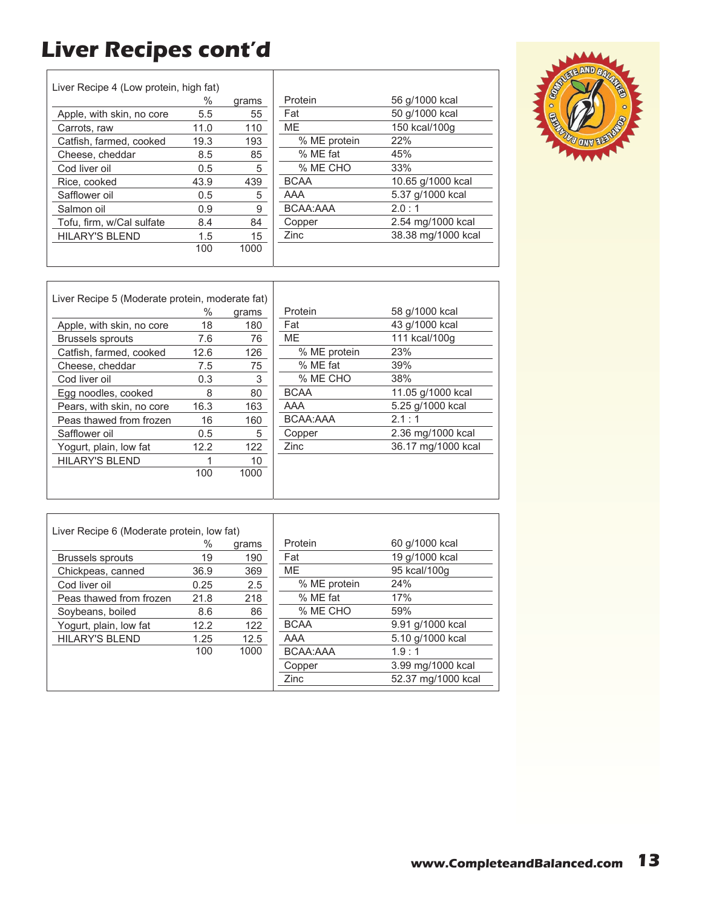# Liver Recipes cont'd

Liver Recipe 4 (Low protein, high fat)

| | % | grams |
|---|---|---|
| Apple, with skin, no core | 5.5 | 55 |
| Carrots, raw | 11.0 | 110 |
| Catfish, farmed, cooked | 19.3 | 193 |
| Cheese, cheddar | 8.5 | 85 |
| Cod liver oil | 0.5 | 5 |
| Rice, cooked | 43.9 | 439 |
| Safflower oil | 0.5 | 5 |
| Salmon oil | 0.9 | 9 |
| Tofu, firm, w/Cal sulfate | 8.4 | 84 |
| HILARY'S BLEND | 1.5 | 15 |
| | 100 | 1000 |

| | |
|---|---|
| Protein | 56 g/1000 kcal |
| Fat | 50 g/1000 kcal |
| ME | 150 kcal/100g |
| % ME protein | 22% |
| % ME fat | 45% |
| % ME CHO | 33% |
| BCAA | 10.65 g/1000 kcal |
| AAA | 5.37 g/1000 kcal |
| BCAA:AAA | 2.0 : 1 |
| Copper | 2.54 mg/1000 kcal |
| Zinc | 38.38 mg/1000 kcal |

Liver Recipe 5 (Moderate protein, moderate fat)

| | % | grams |
|---|---|---|
| Apple, with skin, no core | 18 | 180 |
| Brussels sprouts | 7.6 | 76 |
| Catfish, farmed, cooked | 12.6 | 126 |
| Cheese, cheddar | 7.5 | 75 |
| Cod liver oil | 0.3 | 3 |
| Egg noodles, cooked | 8 | 80 |
| Pears, with skin, no core | 16.3 | 163 |
| Peas thawed from frozen | 16 | 160 |
| Safflower oil | 0.5 | 5 |
| Yogurt, plain, low fat | 12.2 | 122 |
| HILARY'S BLEND | 1 | 10 |
| | 100 | 1000 |

| | |
|---|---|
| Protein | 58 g/1000 kcal |
| Fat | 43 g/1000 kcal |
| ME | 111 kcal/100g |
| % ME protein | 23% |
| % ME fat | 39% |
| % ME CHO | 38% |
| BCAA | 11.05 g/1000 kcal |
| AAA | 5.25 g/1000 kcal |
| BCAA:AAA | 2.1 : 1 |
| Copper | 2.36 mg/1000 kcal |
| Zinc | 36.17 mg/1000 kcal |

Liver Recipe 6 (Moderate protein, low fat)

| | % | grams |
|---|---|---|
| Brussels sprouts | 19 | 190 |
| Chickpeas, canned | 36.9 | 369 |
| Cod liver oil | 0.25 | 2.5 |
| Peas thawed from frozen | 21.8 | 218 |
| Soybeans, boiled | 8.6 | 86 |
| Yogurt, plain, low fat | 12.2 | 122 |
| HILARY'S BLEND | 1.25 | 12.5 |
| | 100 | 1000 |

| | |
|---|---|
| Protein | 60 g/1000 kcal |
| Fat | 19 g/1000 kcal |
| ME | 95 kcal/100g |
| % ME protein | 24% |
| % ME fat | 17% |
| % ME CHO | 59% |
| BCAA | 9.91 g/1000 kcal |
| AAA | 5.10 g/1000 kcal |
| BCAA:AAA | 1.9 : 1 |
| Copper | 3.99 mg/1000 kcal |
| Zinc | 52.37 mg/1000 kcal |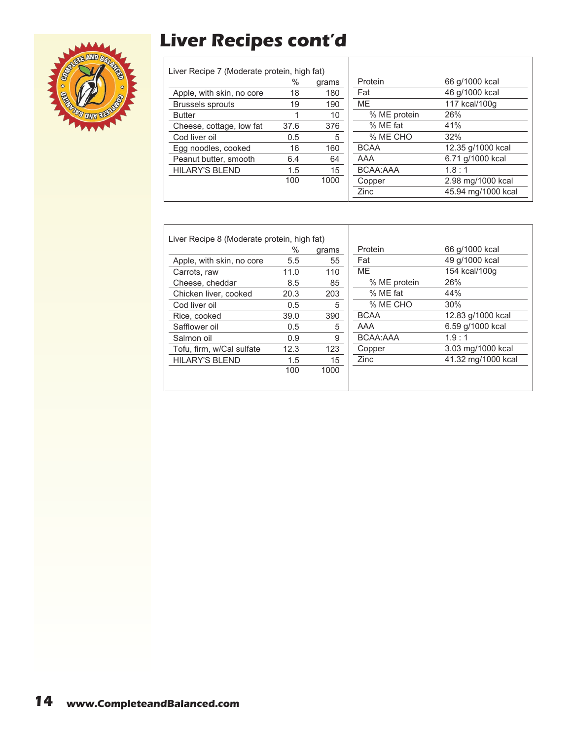# Liver Recipes cont'd

Liver Recipe 7 (Moderate protein, high fat)

| | % | grams |
|---|---|---|
| Apple, with skin, no core | 18 | 180 |
| Brussels sprouts | 19 | 190 |
| Butter | 1 | 10 |
| Cheese, cottage, low fat | 37.6 | 376 |
| Cod liver oil | 0.5 | 5 |
| Egg noodles, cooked | 16 | 160 |
| Peanut butter, smooth | 6.4 | 64 |
| HILARY'S BLEND | 1.5 | 15 |
| | 100 | 1000 |

| | |
|---|---|
| Protein | 66 g/1000 kcal |
| Fat | 46 g/1000 kcal |
| ME | 117 kcal/100g |
| % ME protein | 26% |
| % ME fat | 41% |
| % ME CHO | 32% |
| BCAA | 12.35 g/1000 kcal |
| AAA | 6.71 g/1000 kcal |
| BCAA:AAA | 1.8 : 1 |
| Copper | 2.98 mg/1000 kcal |
| Zinc | 45.94 mg/1000 kcal |

Liver Recipe 8 (Moderate protein, high fat)

| | % | grams |
|---|---|---|
| Apple, with skin, no core | 5.5 | 55 |
| Carrots, raw | 11.0 | 110 |
| Cheese, cheddar | 8.5 | 85 |
| Chicken liver, cooked | 20.3 | 203 |
| Cod liver oil | 0.5 | 5 |
| Rice, cooked | 39.0 | 390 |
| Safflower oil | 0.5 | 5 |
| Salmon oil | 0.9 | 9 |
| Tofu, firm, w/Cal sulfate | 12.3 | 123 |
| HILARY'S BLEND | 1.5 | 15 |
| | 100 | 1000 |

| | |
|---|---|
| Protein | 66 g/1000 kcal |
| Fat | 49 g/1000 kcal |
| ME | 154 kcal/100g |
| % ME protein | 26% |
| % ME fat | 44% |
| % ME CHO | 30% |
| BCAA | 12.83 g/1000 kcal |
| AAA | 6.59 g/1000 kcal |
| BCAA:AAA | 1.9 : 1 |
| Copper | 3.03 mg/1000 kcal |
| Zinc | 41.32 mg/1000 kcal |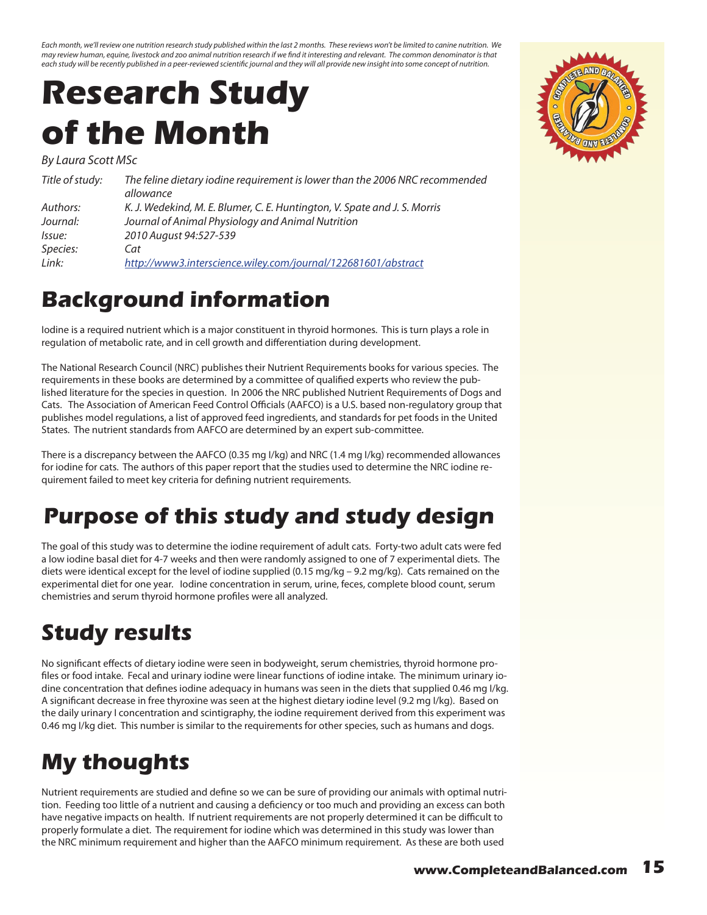*Each month, we'll review one nutrition research study published within the last 2 months. These reviews won't be limited to canine nutrition. We may review human, equine, livestock and zoo animal nutrition research if we find it interesting and relevant. The common denominator is that each study will be recently published in a peer-reviewed scientific journal and they will all provide new insight into some concept of nutrition.*

# Research Study of the Month

*By Laura Scott MSc*

| | |
|---|---|
| *Title of study:* | *The feline dietary iodine requirement is lower than the 2006 NRC recommended allowance* |
| *Authors:* | *K. J. Wedekind, M. E. Blumer, C. E. Huntington, V. Spate and J. S. Morris* |
| *Journal:* | *Journal of Animal Physiology and Animal Nutrition* |
| *Issue:* | *2010 August 94:527-539* |
| *Species:* | *Cat* |
| *Link:* | *[http://www3.interscience.wiley.com/journal/122681601/abstract](http://www3.interscience.wiley.com/journal/122681601/abstract)* |

## Background information

Iodine is a required nutrient which is a major constituent in thyroid hormones. This is turn plays a role in regulation of metabolic rate, and in cell growth and differentiation during development.

The National Research Council (NRC) publishes their Nutrient Requirements books for various species. The requirements in these books are determined by a committee of qualified experts who review the published literature for the species in question. In 2006 the NRC published Nutrient Requirements of Dogs and Cats. The Association of American Feed Control Officials (AAFCO) is a U.S. based non-regulatory group that publishes model regulations, a list of approved feed ingredients, and standards for pet foods in the United States. The nutrient standards from AAFCO are determined by an expert sub-committee.

There is a discrepancy between the AAFCO (0.35 mg I/kg) and NRC (1.4 mg I/kg) recommended allowances for iodine for cats. The authors of this paper report that the studies used to determine the NRC iodine requirement failed to meet key criteria for defining nutrient requirements.

## Purpose of this study and study design

The goal of this study was to determine the iodine requirement of adult cats. Forty-two adult cats were fed a low iodine basal diet for 4-7 weeks and then were randomly assigned to one of 7 experimental diets. The diets were identical except for the level of iodine supplied (0.15 mg/kg – 9.2 mg/kg). Cats remained on the experimental diet for one year. Iodine concentration in serum, urine, feces, complete blood count, serum chemistries and serum thyroid hormone profiles were all analyzed.

## Study results

No significant effects of dietary iodine were seen in bodyweight, serum chemistries, thyroid hormone profiles or food intake. Fecal and urinary iodine were linear functions of iodine intake. The minimum urinary iodine concentration that defines iodine adequacy in humans was seen in the diets that supplied 0.46 mg I/kg. A significant decrease in free thyroxine was seen at the highest dietary iodine level (9.2 mg I/kg). Based on the daily urinary I concentration and scintigraphy, the iodine requirement derived from this experiment was 0.46 mg I/kg diet. This number is similar to the requirements for other species, such as humans and dogs.

## My thoughts

Nutrient requirements are studied and define so we can be sure of providing our animals with optimal nutrition. Feeding too little of a nutrient and causing a deficiency or too much and providing an excess can both have negative impacts on health. If nutrient requirements are not properly determined it can be difficult to properly formulate a diet. The requirement for iodine which was determined in this study was lower than the NRC minimum requirement and higher than the AAFCO minimum requirement. As these are both used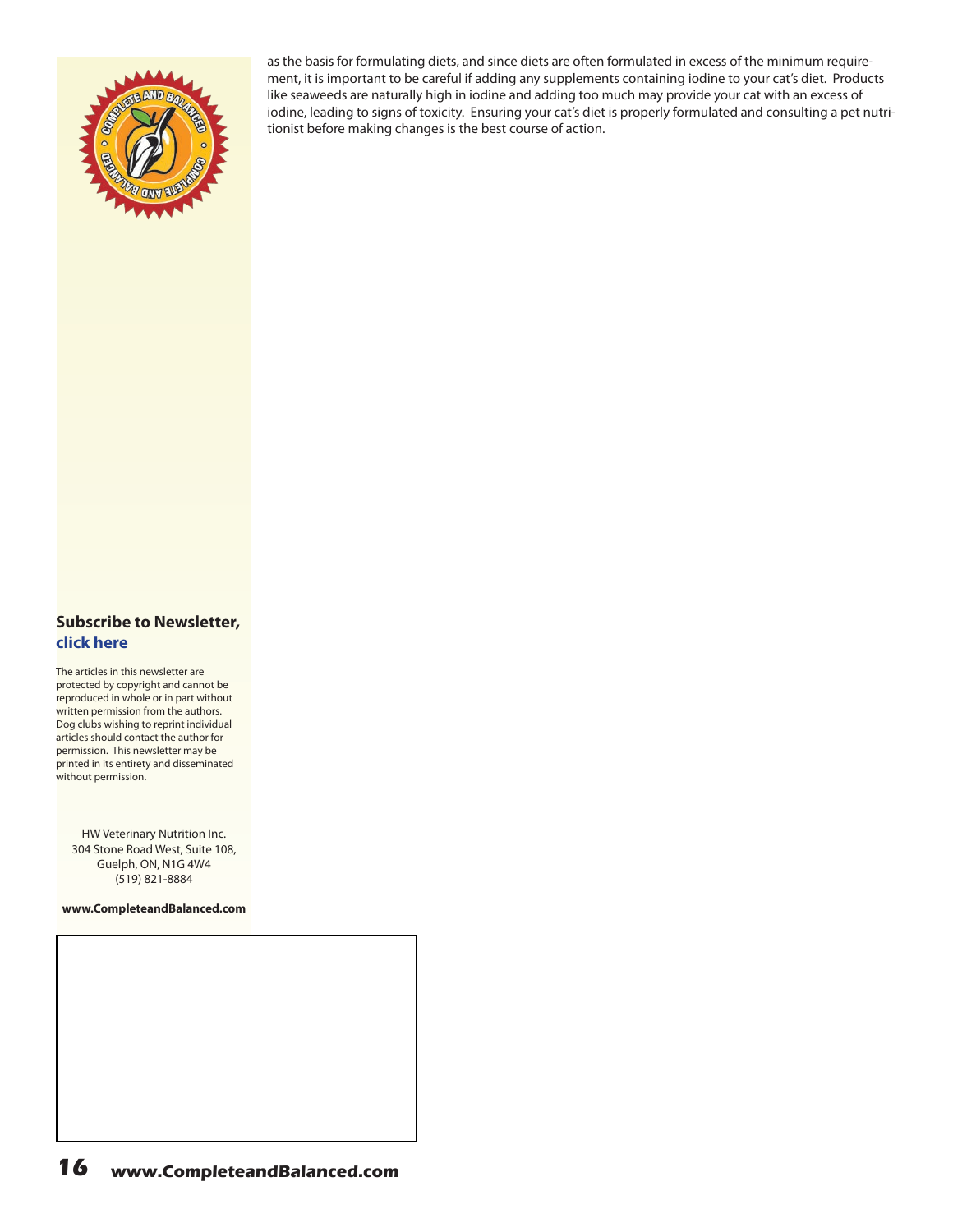as the basis for formulating diets, and since diets are often formulated in excess of the minimum requirement, it is important to be careful if adding any supplements containing iodine to your cat's diet. Products like seaweeds are naturally high in iodine and adding too much may provide your cat with an excess of iodine, leading to signs of toxicity. Ensuring your cat's diet is properly formulated and consulting a pet nutritionist before making changes is the best course of action.

**Subscribe to Newsletter, click here**

The articles in this newsletter are protected by copyright and cannot be reproduced in whole or in part without written permission from the authors. Dog clubs wishing to reprint individual articles should contact the author for permission. This newsletter may be printed in its entirety and disseminated without permission.

HW Veterinary Nutrition Inc.
304 Stone Road West, Suite 108,
Guelph, ON, N1G 4W4
(519) 821-8884

**www.CompleteandBalanced.com**